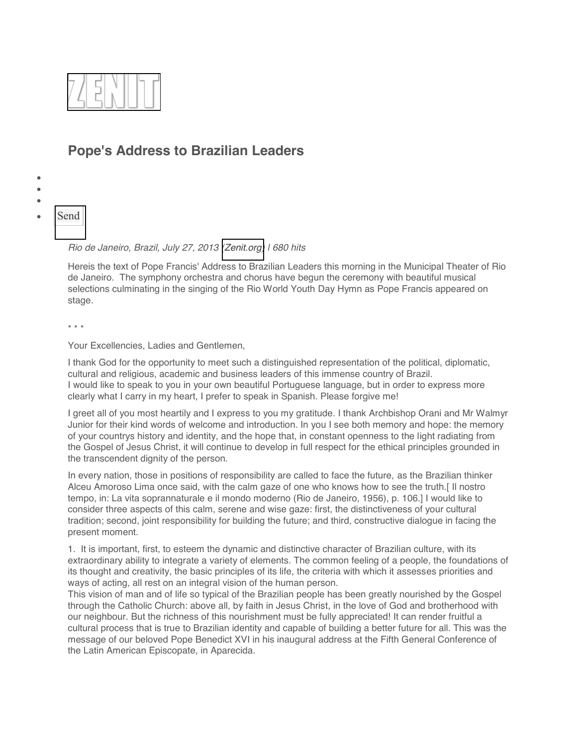ZENIT

## Pope's Address to Brazilian Leaders

- Send

*Rio de Janeiro, Brazil, July 27, 2013 (Zenit.org) | 680 hits*

Hereis the text of Pope Francis' Address to Brazilian Leaders this morning in the Municipal Theater of Rio de Janeiro. The symphony orchestra and chorus have begun the ceremony with beautiful musical selections culminating in the singing of the Rio World Youth Day Hymn as Pope Francis appeared on stage.

\* \* \*

Your Excellencies, Ladies and Gentlemen,

I thank God for the opportunity to meet such a distinguished representation of the political, diplomatic, cultural and religious, academic and business leaders of this immense country of Brazil.
I would like to speak to you in your own beautiful Portuguese language, but in order to express more clearly what I carry in my heart, I prefer to speak in Spanish. Please forgive me!

I greet all of you most heartily and I express to you my gratitude. I thank Archbishop Orani and Mr Walmyr Junior for their kind words of welcome and introduction. In you I see both memory and hope: the memory of your countrys history and identity, and the hope that, in constant openness to the light radiating from the Gospel of Jesus Christ, it will continue to develop in full respect for the ethical principles grounded in the transcendent dignity of the person.

In every nation, those in positions of responsibility are called to face the future, as the Brazilian thinker Alceu Amoroso Lima once said, with the calm gaze of one who knows how to see the truth.[ Il nostro tempo, in: La vita soprannaturale e il mondo moderno (Rio de Janeiro, 1956), p. 106.] I would like to consider three aspects of this calm, serene and wise gaze: first, the distinctiveness of your cultural tradition; second, joint responsibility for building the future; and third, constructive dialogue in facing the present moment.

1. It is important, first, to esteem the dynamic and distinctive character of Brazilian culture, with its extraordinary ability to integrate a variety of elements. The common feeling of a people, the foundations of its thought and creativity, the basic principles of its life, the criteria with which it assesses priorities and ways of acting, all rest on an integral vision of the human person.
This vision of man and of life so typical of the Brazilian people has been greatly nourished by the Gospel through the Catholic Church: above all, by faith in Jesus Christ, in the love of God and brotherhood with our neighbour. But the richness of this nourishment must be fully appreciated! It can render fruitful a cultural process that is true to Brazilian identity and capable of building a better future for all. This was the message of our beloved Pope Benedict XVI in his inaugural address at the Fifth General Conference of the Latin American Episcopate, in Aparecida.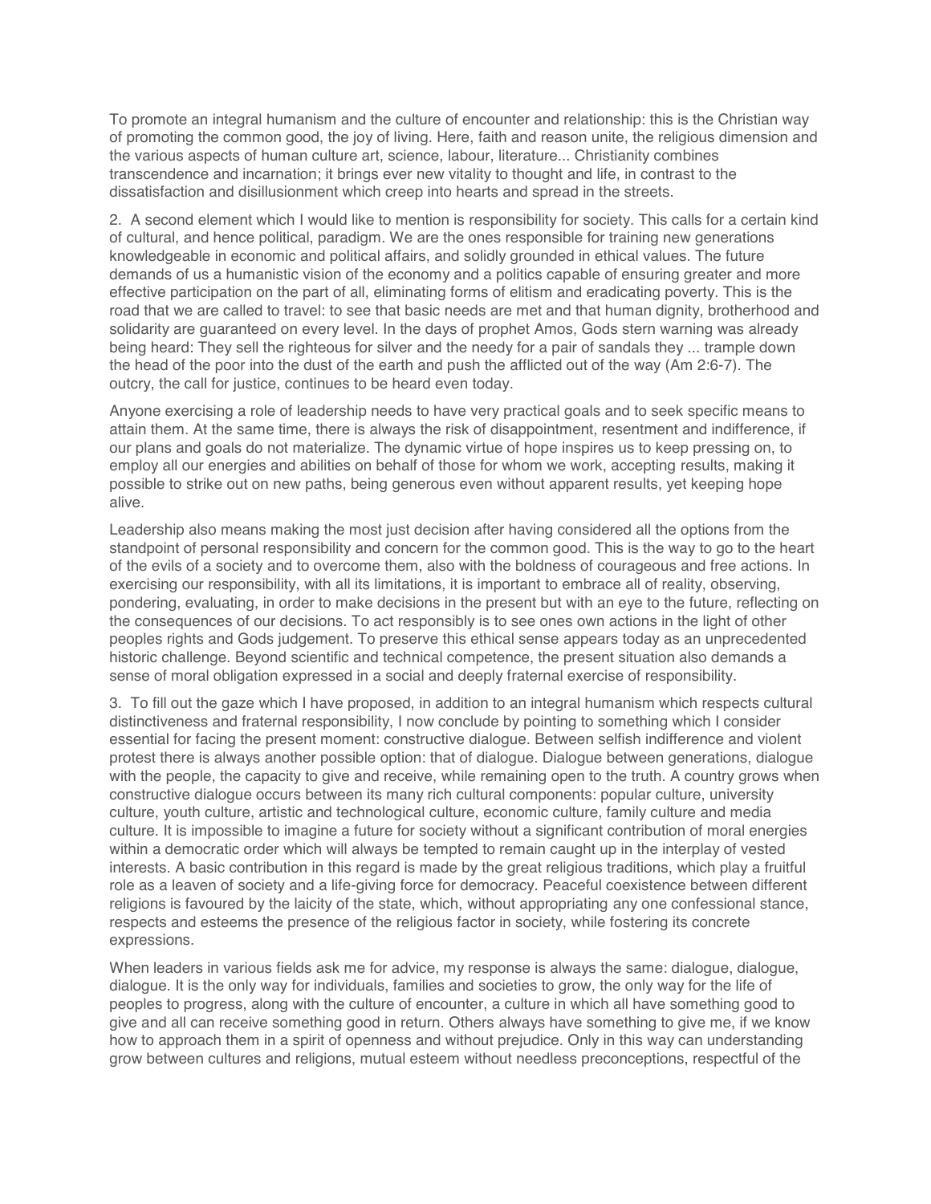To promote an integral humanism and the culture of encounter and relationship: this is the Christian way of promoting the common good, the joy of living. Here, faith and reason unite, the religious dimension and the various aspects of human culture art, science, labour, literature... Christianity combines transcendence and incarnation; it brings ever new vitality to thought and life, in contrast to the dissatisfaction and disillusionment which creep into hearts and spread in the streets.

2. A second element which I would like to mention is responsibility for society. This calls for a certain kind of cultural, and hence political, paradigm. We are the ones responsible for training new generations knowledgeable in economic and political affairs, and solidly grounded in ethical values. The future demands of us a humanistic vision of the economy and a politics capable of ensuring greater and more effective participation on the part of all, eliminating forms of elitism and eradicating poverty. This is the road that we are called to travel: to see that basic needs are met and that human dignity, brotherhood and solidarity are guaranteed on every level. In the days of prophet Amos, Gods stern warning was already being heard: They sell the righteous for silver and the needy for a pair of sandals they ... trample down the head of the poor into the dust of the earth and push the afflicted out of the way (Am 2:6-7). The outcry, the call for justice, continues to be heard even today.

Anyone exercising a role of leadership needs to have very practical goals and to seek specific means to attain them. At the same time, there is always the risk of disappointment, resentment and indifference, if our plans and goals do not materialize. The dynamic virtue of hope inspires us to keep pressing on, to employ all our energies and abilities on behalf of those for whom we work, accepting results, making it possible to strike out on new paths, being generous even without apparent results, yet keeping hope alive.

Leadership also means making the most just decision after having considered all the options from the standpoint of personal responsibility and concern for the common good. This is the way to go to the heart of the evils of a society and to overcome them, also with the boldness of courageous and free actions. In exercising our responsibility, with all its limitations, it is important to embrace all of reality, observing, pondering, evaluating, in order to make decisions in the present but with an eye to the future, reflecting on the consequences of our decisions. To act responsibly is to see ones own actions in the light of other peoples rights and Gods judgement. To preserve this ethical sense appears today as an unprecedented historic challenge. Beyond scientific and technical competence, the present situation also demands a sense of moral obligation expressed in a social and deeply fraternal exercise of responsibility.

3. To fill out the gaze which I have proposed, in addition to an integral humanism which respects cultural distinctiveness and fraternal responsibility, I now conclude by pointing to something which I consider essential for facing the present moment: constructive dialogue. Between selfish indifference and violent protest there is always another possible option: that of dialogue. Dialogue between generations, dialogue with the people, the capacity to give and receive, while remaining open to the truth. A country grows when constructive dialogue occurs between its many rich cultural components: popular culture, university culture, youth culture, artistic and technological culture, economic culture, family culture and media culture. It is impossible to imagine a future for society without a significant contribution of moral energies within a democratic order which will always be tempted to remain caught up in the interplay of vested interests. A basic contribution in this regard is made by the great religious traditions, which play a fruitful role as a leaven of society and a life-giving force for democracy. Peaceful coexistence between different religions is favoured by the laicity of the state, which, without appropriating any one confessional stance, respects and esteems the presence of the religious factor in society, while fostering its concrete expressions.

When leaders in various fields ask me for advice, my response is always the same: dialogue, dialogue, dialogue. It is the only way for individuals, families and societies to grow, the only way for the life of peoples to progress, along with the culture of encounter, a culture in which all have something good to give and all can receive something good in return. Others always have something to give me, if we know how to approach them in a spirit of openness and without prejudice. Only in this way can understanding grow between cultures and religions, mutual esteem without needless preconceptions, respectful of the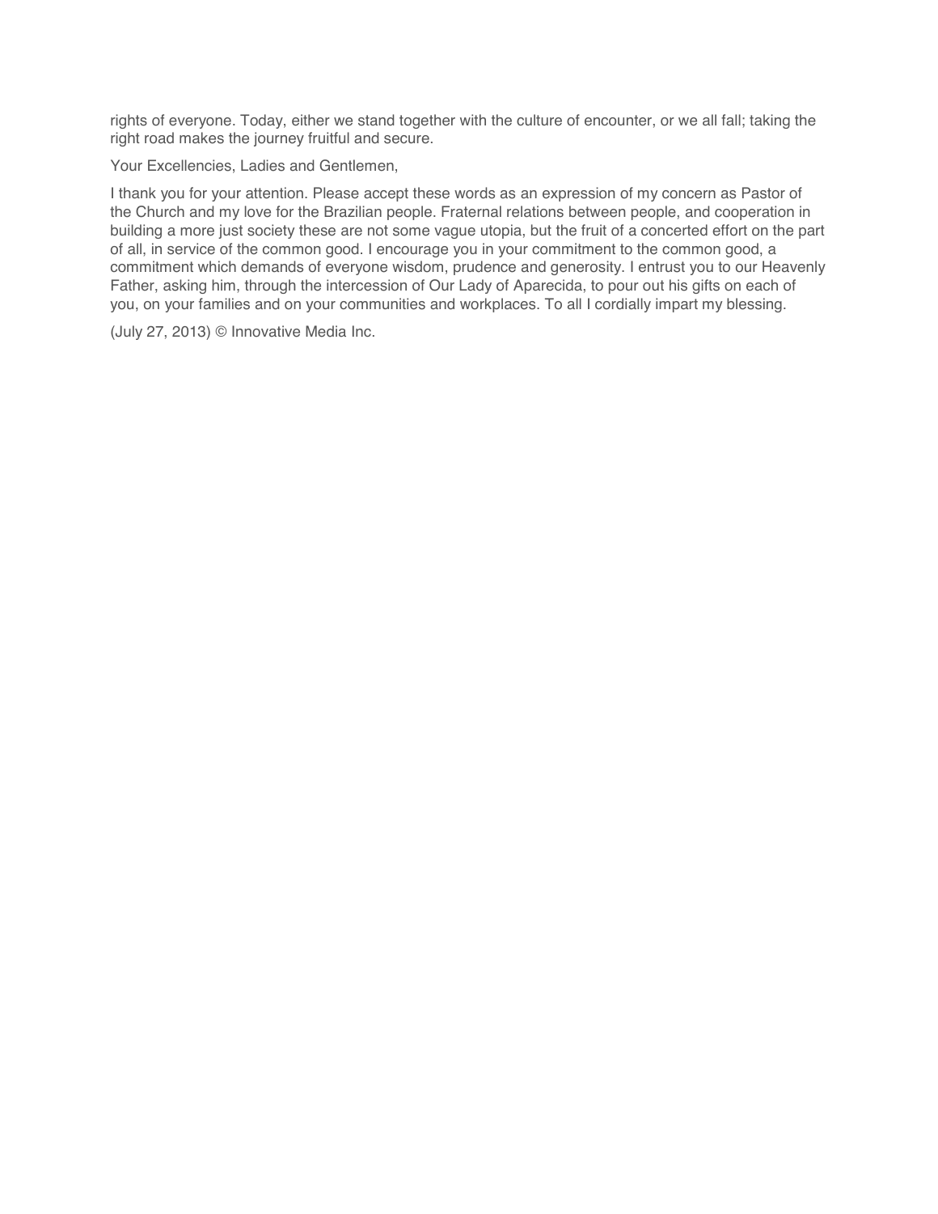rights of everyone. Today, either we stand together with the culture of encounter, or we all fall; taking the right road makes the journey fruitful and secure.

Your Excellencies, Ladies and Gentlemen,

I thank you for your attention. Please accept these words as an expression of my concern as Pastor of the Church and my love for the Brazilian people. Fraternal relations between people, and cooperation in building a more just society these are not some vague utopia, but the fruit of a concerted effort on the part of all, in service of the common good. I encourage you in your commitment to the common good, a commitment which demands of everyone wisdom, prudence and generosity. I entrust you to our Heavenly Father, asking him, through the intercession of Our Lady of Aparecida, to pour out his gifts on each of you, on your families and on your communities and workplaces. To all I cordially impart my blessing.

(July 27, 2013) © Innovative Media Inc.